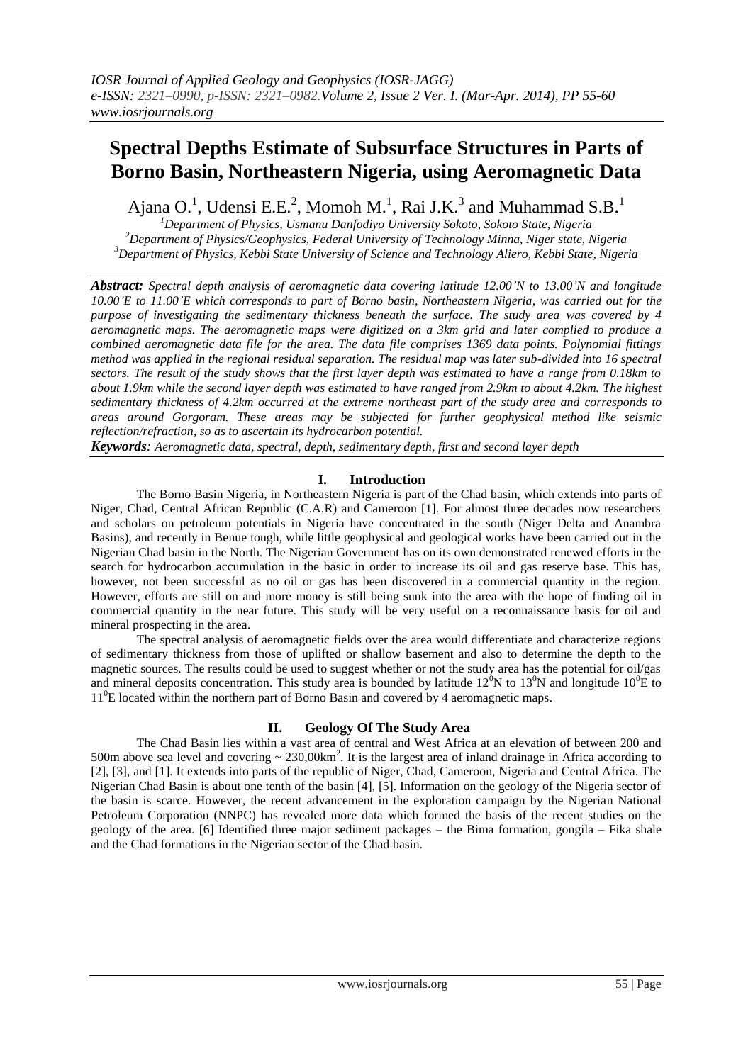# Spectral Depths Estimate of Subsurface Structures in Parts of Borno Basin, Northeastern Nigeria, using Aeromagnetic Data

Ajana O.[1], Udensi E.E.[2], Momoh M.[1], Rai J.K.[3] and Muhammad S.B.[1]

[1]*Department of Physics, Usmanu Danfodiyo University Sokoto, Sokoto State, Nigeria*
[2]*Department of Physics/Geophysics, Federal University of Technology Minna, Niger state, Nigeria*
[3]*Department of Physics, Kebbi State University of Science and Technology Aliero, Kebbi State, Nigeria*

***Abstract:*** *Spectral depth analysis of aeromagnetic data covering latitude 12.00'N to 13.00'N and longitude 10.00'E to 11.00'E which corresponds to part of Borno basin, Northeastern Nigeria, was carried out for the purpose of investigating the sedimentary thickness beneath the surface. The study area was covered by 4 aeromagnetic maps. The aeromagnetic maps were digitized on a 3km grid and later complied to produce a combined aeromagnetic data file for the area. The data file comprises 1369 data points. Polynomial fittings method was applied in the regional residual separation. The residual map was later sub-divided into 16 spectral sectors. The result of the study shows that the first layer depth was estimated to have a range from 0.18km to about 1.9km while the second layer depth was estimated to have ranged from 2.9km to about 4.2km. The highest sedimentary thickness of 4.2km occurred at the extreme northeast part of the study area and corresponds to areas around Gorgoram. These areas may be subjected for further geophysical method like seismic reflection/refraction, so as to ascertain its hydrocarbon potential.*

***Keywords****: Aeromagnetic data, spectral, depth, sedimentary depth, first and second layer depth*

## I. Introduction

The Borno Basin Nigeria, in Northeastern Nigeria is part of the Chad basin, which extends into parts of Niger, Chad, Central African Republic (C.A.R) and Cameroon [1]. For almost three decades now researchers and scholars on petroleum potentials in Nigeria have concentrated in the south (Niger Delta and Anambra Basins), and recently in Benue tough, while little geophysical and geological works have been carried out in the Nigerian Chad basin in the North. The Nigerian Government has on its own demonstrated renewed efforts in the search for hydrocarbon accumulation in the basic in order to increase its oil and gas reserve base. This has, however, not been successful as no oil or gas has been discovered in a commercial quantity in the region. However, efforts are still on and more money is still being sunk into the area with the hope of finding oil in commercial quantity in the near future. This study will be very useful on a reconnaissance basis for oil and mineral prospecting in the area.

The spectral analysis of aeromagnetic fields over the area would differentiate and characterize regions of sedimentary thickness from those of uplifted or shallow basement and also to determine the depth to the magnetic sources. The results could be used to suggest whether or not the study area has the potential for oil/gas and mineral deposits concentration. This study area is bounded by latitude $12^0$N to $13^0$N and longitude $10^0$E to $11^0$E located within the northern part of Borno Basin and covered by 4 aeromagnetic maps.

## II. Geology Of The Study Area

The Chad Basin lies within a vast area of central and West Africa at an elevation of between 200 and 500m above sea level and covering ~ 230,00km$^2$. It is the largest area of inland drainage in Africa according to [2], [3], and [1]. It extends into parts of the republic of Niger, Chad, Cameroon, Nigeria and Central Africa. The Nigerian Chad Basin is about one tenth of the basin [4], [5]. Information on the geology of the Nigeria sector of the basin is scarce. However, the recent advancement in the exploration campaign by the Nigerian National Petroleum Corporation (NNPC) has revealed more data which formed the basis of the recent studies on the geology of the area. [6] Identified three major sediment packages – the Bima formation, gongila – Fika shale and the Chad formations in the Nigerian sector of the Chad basin.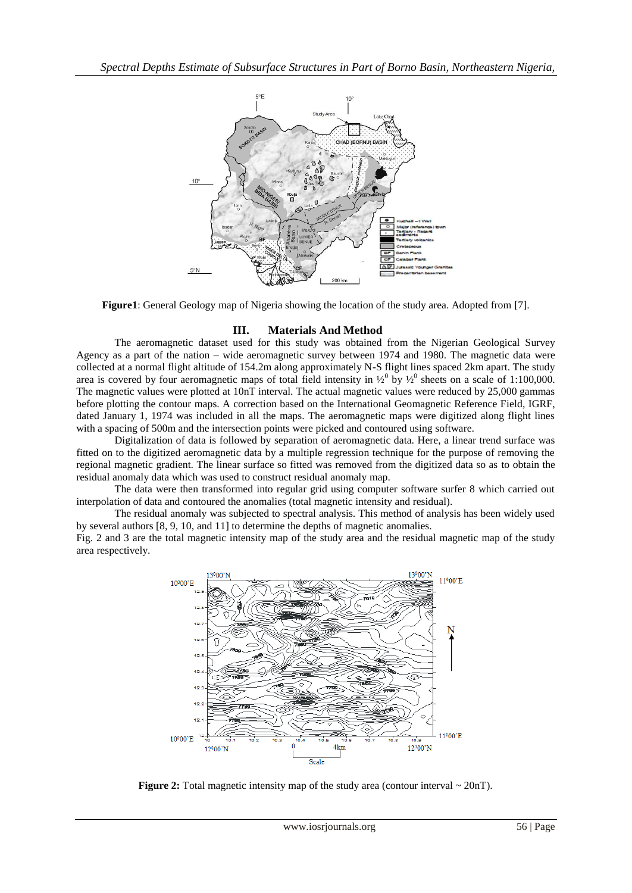**Figure1**: General Geology map of Nigeria showing the location of the study area. Adopted from [7].

## III. Materials And Method

The aeromagnetic dataset used for this study was obtained from the Nigerian Geological Survey Agency as a part of the nation – wide aeromagnetic survey between 1974 and 1980. The magnetic data were collected at a normal flight altitude of 154.2m along approximately N-S flight lines spaced 2km apart. The study area is covered by four aeromagnetic maps of total field intensity in $\frac{1}{2}^0$ by $\frac{1}{2}^0$ sheets on a scale of 1:100,000. The magnetic values were plotted at 10nT interval. The actual magnetic values were reduced by 25,000 gammas before plotting the contour maps. A correction based on the International Geomagnetic Reference Field, IGRF, dated January 1, 1974 was included in all the maps. The aeromagnetic maps were digitized along flight lines with a spacing of 500m and the intersection points were picked and contoured using software.

Digitalization of data is followed by separation of aeromagnetic data. Here, a linear trend surface was fitted on to the digitized aeromagnetic data by a multiple regression technique for the purpose of removing the regional magnetic gradient. The linear surface so fitted was removed from the digitized data so as to obtain the residual anomaly data which was used to construct residual anomaly map.

The data were then transformed into regular grid using computer software surfer 8 which carried out interpolation of data and contoured the anomalies (total magnetic intensity and residual).

The residual anomaly was subjected to spectral analysis. This method of analysis has been widely used by several authors [8, 9, 10, and 11] to determine the depths of magnetic anomalies.

Fig. 2 and 3 are the total magnetic intensity map of the study area and the residual magnetic map of the study area respectively.

**Figure 2:** Total magnetic intensity map of the study area (contour interval ~ 20nT).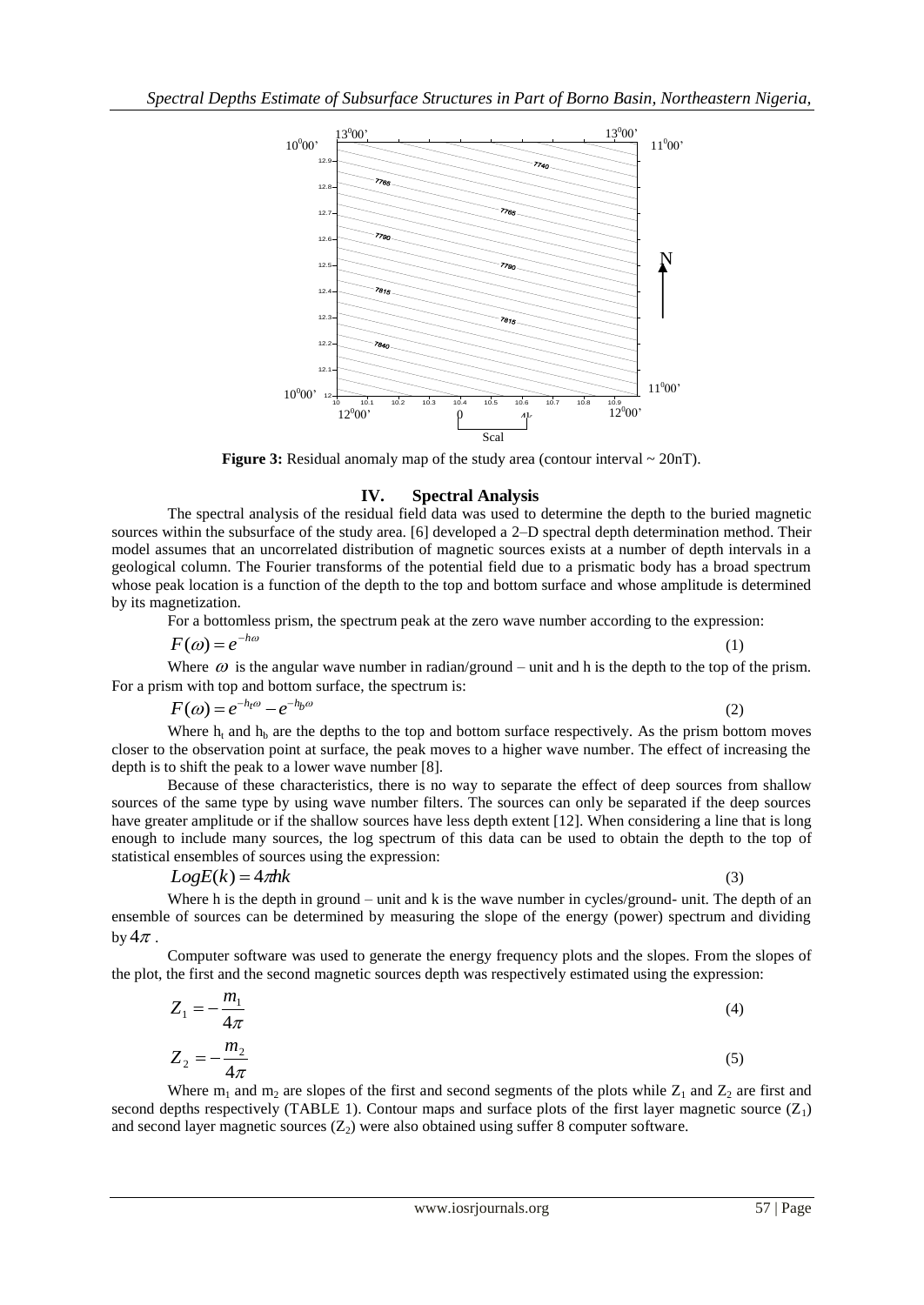**Figure 3:** Residual anomaly map of the study area (contour interval ~ 20nT).

## IV. Spectral Analysis

The spectral analysis of the residual field data was used to determine the depth to the buried magnetic sources within the subsurface of the study area. [6] developed a 2–D spectral depth determination method. Their model assumes that an uncorrelated distribution of magnetic sources exists at a number of depth intervals in a geological column. The Fourier transforms of the potential field due to a prismatic body has a broad spectrum whose peak location is a function of the depth to the top and bottom surface and whose amplitude is determined by its magnetization.

For a bottomless prism, the spectrum peak at the zero wave number according to the expression:

$$F(\omega) = e^{-h\omega} \tag{1}$$

Where $\omega$ is the angular wave number in radian/ground – unit and h is the depth to the top of the prism. For a prism with top and bottom surface, the spectrum is:

$$F(\omega) = e^{-h_t\omega} - e^{-h_b\omega} \tag{2}$$

Where $h_t$ and $h_b$ are the depths to the top and bottom surface respectively. As the prism bottom moves closer to the observation point at surface, the peak moves to a higher wave number. The effect of increasing the depth is to shift the peak to a lower wave number [8].

Because of these characteristics, there is no way to separate the effect of deep sources from shallow sources of the same type by using wave number filters. The sources can only be separated if the deep sources have greater amplitude or if the shallow sources have less depth extent [12]. When considering a line that is long enough to include many sources, the log spectrum of this data can be used to obtain the depth to the top of statistical ensembles of sources using the expression:

$$LogE(k) = 4\pi hk \tag{3}$$

Where h is the depth in ground – unit and k is the wave number in cycles/ground- unit. The depth of an ensemble of sources can be determined by measuring the slope of the energy (power) spectrum and dividing by $4\pi$.

Computer software was used to generate the energy frequency plots and the slopes. From the slopes of the plot, the first and the second magnetic sources depth was respectively estimated using the expression:

$$Z_1 = -\frac{m_1}{4\pi} \tag{4}$$

$$Z_2 = -\frac{m_2}{4\pi} \tag{5}$$

Where $m_1$ and $m_2$ are slopes of the first and second segments of the plots while $Z_1$ and $Z_2$ are first and second depths respectively (TABLE 1). Contour maps and surface plots of the first layer magnetic source ($Z_1$) and second layer magnetic sources ($Z_2$) were also obtained using suffer 8 computer software.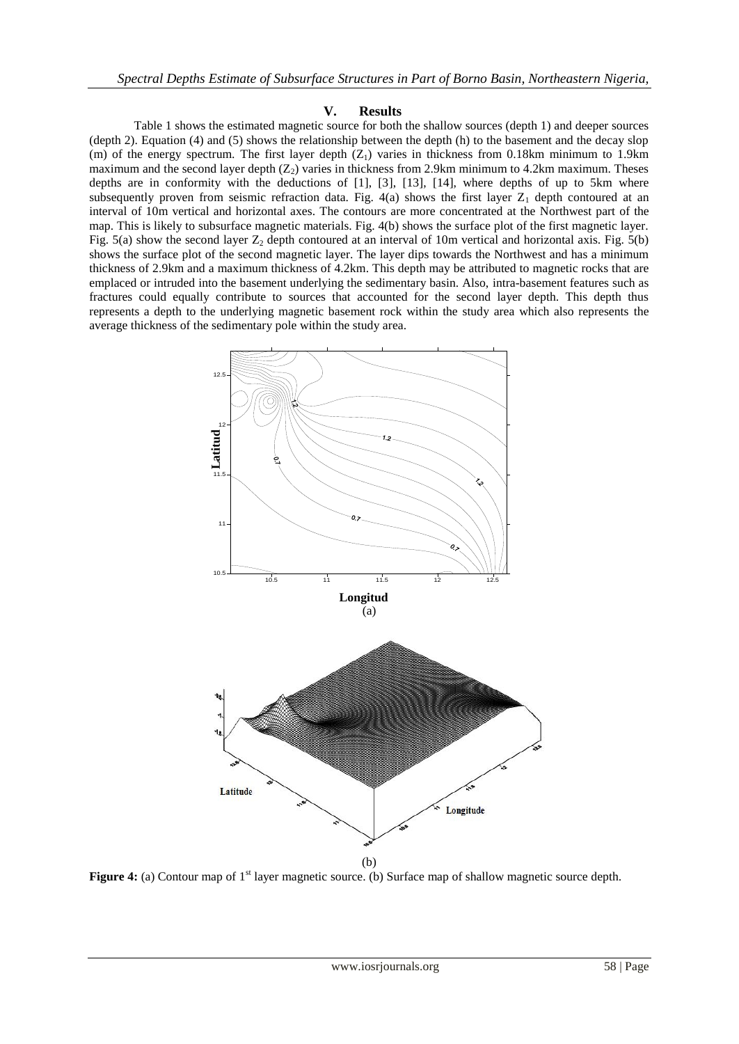## V. Results

Table 1 shows the estimated magnetic source for both the shallow sources (depth 1) and deeper sources (depth 2). Equation (4) and (5) shows the relationship between the depth (h) to the basement and the decay slop (m) of the energy spectrum. The first layer depth ($Z_1$) varies in thickness from 0.18km minimum to 1.9km maximum and the second layer depth ($Z_2$) varies in thickness from 2.9km minimum to 4.2km maximum. Theses depths are in conformity with the deductions of [1], [3], [13], [14], where depths of up to 5km where subsequently proven from seismic refraction data. Fig. 4(a) shows the first layer $Z_1$ depth contoured at an interval of 10m vertical and horizontal axes. The contours are more concentrated at the Northwest part of the map. This is likely to subsurface magnetic materials. Fig. 4(b) shows the surface plot of the first magnetic layer. Fig. 5(a) show the second layer $Z_2$ depth contoured at an interval of 10m vertical and horizontal axis. Fig. 5(b) shows the surface plot of the second magnetic layer. The layer dips towards the Northwest and has a minimum thickness of 2.9km and a maximum thickness of 4.2km. This depth may be attributed to magnetic rocks that are emplaced or intruded into the basement underlying the sedimentary basin. Also, intra-basement features such as fractures could equally contribute to sources that accounted for the second layer depth. This depth thus represents a depth to the underlying magnetic basement rock within the study area which also represents the average thickness of the sedimentary pole within the study area.

(a)

(b)

**Figure 4:** (a) Contour map of 1st layer magnetic source. (b) Surface map of shallow magnetic source depth.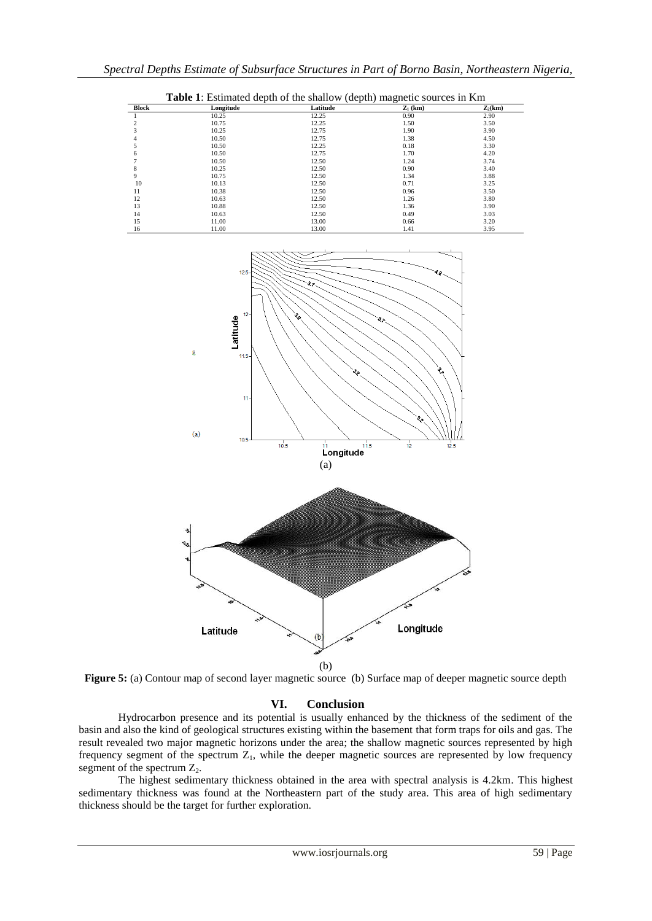**Table 1**: Estimated depth of the shallow (depth) magnetic sources in Km

| Block | Longitude | Latitude | $Z_1$ (km) | $Z_2$(km) |
|---|---|---|---|---|
| 1 | 10.25 | 12.25 | 0.90 | 2.90 |
| 2 | 10.75 | 12.25 | 1.50 | 3.50 |
| 3 | 10.25 | 12.75 | 1.90 | 3.90 |
| 4 | 10.50 | 12.75 | 1.38 | 4.50 |
| 5 | 10.50 | 12.25 | 0.18 | 3.30 |
| 6 | 10.50 | 12.75 | 1.70 | 4.20 |
| 7 | 10.50 | 12.50 | 1.24 | 3.74 |
| 8 | 10.25 | 12.50 | 0.90 | 3.40 |
| 9 | 10.75 | 12.50 | 1.34 | 3.88 |
| 10 | 10.13 | 12.50 | 0.71 | 3.25 |
| 11 | 10.38 | 12.50 | 0.96 | 3.50 |
| 12 | 10.63 | 12.50 | 1.26 | 3.80 |
| 13 | 10.88 | 12.50 | 1.36 | 3.90 |
| 14 | 10.63 | 12.50 | 0.49 | 3.03 |
| 15 | 11.00 | 13.00 | 0.66 | 3.20 |
| 16 | 11.00 | 13.00 | 1.41 | 3.95 |

(a)

(b)

**Figure 5:** (a) Contour map of second layer magnetic source (b) Surface map of deeper magnetic source depth

## VI. Conclusion

Hydrocarbon presence and its potential is usually enhanced by the thickness of the sediment of the basin and also the kind of geological structures existing within the basement that form traps for oils and gas. The result revealed two major magnetic horizons under the area; the shallow magnetic sources represented by high frequency segment of the spectrum $Z_1$, while the deeper magnetic sources are represented by low frequency segment of the spectrum $Z_2$.

The highest sedimentary thickness obtained in the area with spectral analysis is 4.2km. This highest sedimentary thickness was found at the Northeastern part of the study area. This area of high sedimentary thickness should be the target for further exploration.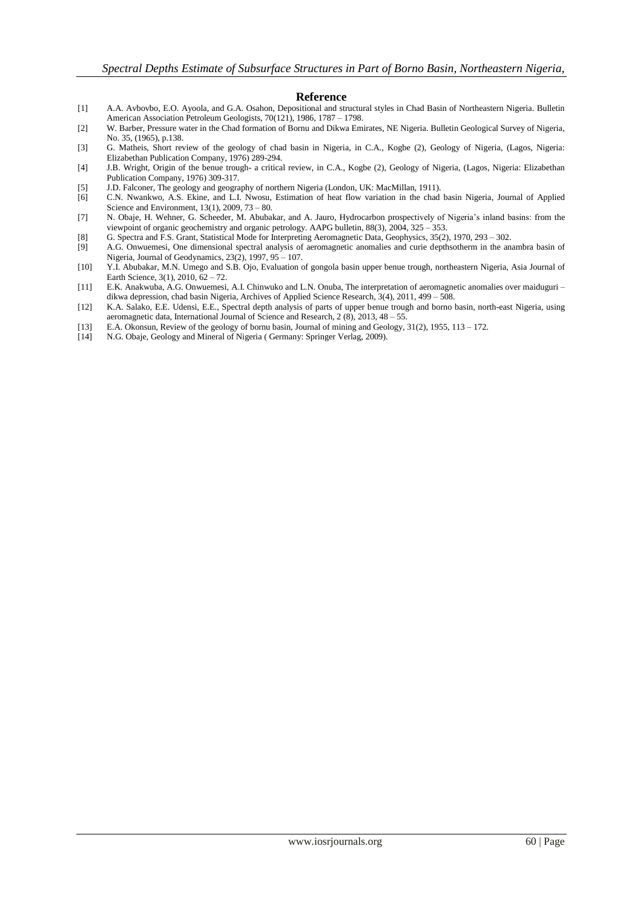## Reference

[1] A.A. Avbovbo, E.O. Ayoola, and G.A. Osahon, Depositional and structural styles in Chad Basin of Northeastern Nigeria. Bulletin American Association Petroleum Geologists, 70(121), 1986, 1787 – 1798.

[2] W. Barber, Pressure water in the Chad formation of Bornu and Dikwa Emirates, NE Nigeria. Bulletin Geological Survey of Nigeria, No. 35, (1965), p.138.

[3] G. Matheis, Short review of the geology of chad basin in Nigeria, in C.A., Kogbe (2), Geology of Nigeria, (Lagos, Nigeria: Elizabethan Publication Company, 1976) 289-294.

[4] J.B. Wright, Origin of the benue trough- a critical review, in C.A., Kogbe (2), Geology of Nigeria, (Lagos, Nigeria: Elizabethan Publication Company, 1976) 309-317.

[5] J.D. Falconer, The geology and geography of northern Nigeria (London, UK: MacMillan, 1911).

[6] C.N. Nwankwo, A.S. Ekine, and L.I. Nwosu, Estimation of heat flow variation in the chad basin Nigeria, Journal of Applied Science and Environment, 13(1), 2009, 73 – 80.

[7] N. Obaje, H. Wehner, G. Scheeder, M. Abubakar, and A. Jauro, Hydrocarbon prospectively of Nigeria's inland basins: from the viewpoint of organic geochemistry and organic petrology. AAPG bulletin, 88(3), 2004, 325 – 353.

[8] G. Spectra and F.S. Grant, Statistical Mode for Interpreting Aeromagnetic Data, Geophysics, 35(2), 1970, 293 – 302.

[9] A.G. Onwuemesi, One dimensional spectral analysis of aeromagnetic anomalies and curie depthsotherm in the anambra basin of Nigeria, Journal of Geodynamics, 23(2), 1997, 95 – 107.

[10] Y.I. Abubakar, M.N. Umego and S.B. Ojo, Evaluation of gongola basin upper benue trough, northeastern Nigeria, Asia Journal of Earth Science, 3(1), 2010, 62 – 72.

[11] E.K. Anakwuba, A.G. Onwuemesi, A.I. Chinwuko and L.N. Onuba, The interpretation of aeromagnetic anomalies over maiduguri – dikwa depression, chad basin Nigeria, Archives of Applied Science Research, 3(4), 2011, 499 – 508.

[12] K.A. Salako, E.E. Udensi, E.E., Spectral depth analysis of parts of upper benue trough and borno basin, north-east Nigeria, using aeromagnetic data, International Journal of Science and Research, 2 (8), 2013, 48 – 55.

[13] E.A. Okonsun, Review of the geology of bornu basin, Journal of mining and Geology, 31(2), 1955, 113 – 172.

[14] N.G. Obaje, Geology and Mineral of Nigeria ( Germany: Springer Verlag, 2009).